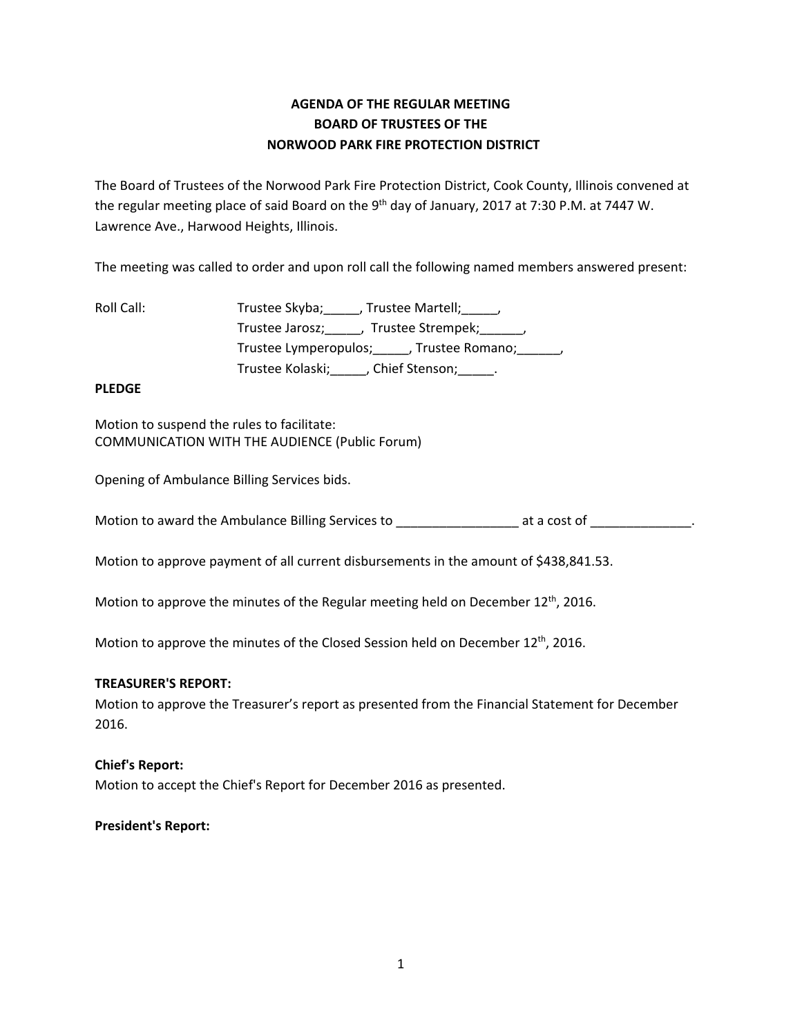**AGENDA OF THE REGULAR MEETING**
**BOARD OF TRUSTEES OF THE**
**NORWOOD PARK FIRE PROTECTION DISTRICT**

The Board of Trustees of the Norwood Park Fire Protection District, Cook County, Illinois convened at the regular meeting place of said Board on the 9th day of January, 2017 at 7:30 P.M. at 7447 W. Lawrence Ave., Harwood Heights, Illinois.

The meeting was called to order and upon roll call the following named members answered present:

Roll Call: Trustee Skyba;_____, Trustee Martell;_____,
Trustee Jarosz;_____, Trustee Strempek;______,
Trustee Lymperopulos;_____, Trustee Romano;______,
Trustee Kolaski;_____, Chief Stenson;_____.

**PLEDGE**

Motion to suspend the rules to facilitate:
COMMUNICATION WITH THE AUDIENCE (Public Forum)

Opening of Ambulance Billing Services bids.

Motion to award the Ambulance Billing Services to _________________ at a cost of ______________.

Motion to approve payment of all current disbursements in the amount of $438,841.53.

Motion to approve the minutes of the Regular meeting held on December 12th, 2016.

Motion to approve the minutes of the Closed Session held on December 12th, 2016.

**TREASURER'S REPORT:**
Motion to approve the Treasurer's report as presented from the Financial Statement for December 2016.

**Chief's Report:**
Motion to accept the Chief's Report for December 2016 as presented.

**President's Report:**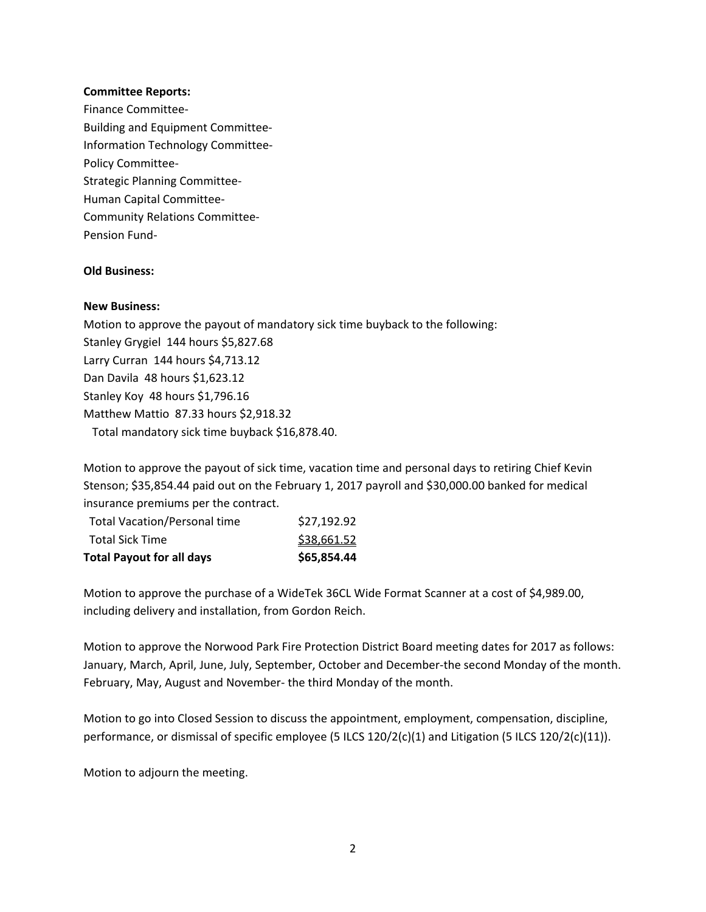**Committee Reports:**

Finance Committee-
Building and Equipment Committee-
Information Technology Committee-
Policy Committee-
Strategic Planning Committee-
Human Capital Committee-
Community Relations Committee-
Pension Fund-

**Old Business:**

**New Business:**

Motion to approve the payout of mandatory sick time buyback to the following:
Stanley Grygiel 144 hours $5,827.68
Larry Curran 144 hours $4,713.12
Dan Davila 48 hours $1,623.12
Stanley Koy 48 hours $1,796.16
Matthew Mattio 87.33 hours $2,918.32
Total mandatory sick time buyback $16,878.40.

Motion to approve the payout of sick time, vacation time and personal days to retiring Chief Kevin Stenson; $35,854.44 paid out on the February 1, 2017 payroll and $30,000.00 banked for medical insurance premiums per the contract.

| | |
|---|---|
| Total Vacation/Personal time | $27,192.92 |
| Total Sick Time | $38,661.52 |
| **Total Payout for all days** | **$65,854.44** |

Motion to approve the purchase of a WideTek 36CL Wide Format Scanner at a cost of $4,989.00, including delivery and installation, from Gordon Reich.

Motion to approve the Norwood Park Fire Protection District Board meeting dates for 2017 as follows: January, March, April, June, July, September, October and December-the second Monday of the month. February, May, August and November- the third Monday of the month.

Motion to go into Closed Session to discuss the appointment, employment, compensation, discipline, performance, or dismissal of specific employee (5 ILCS 120/2(c)(1) and Litigation (5 ILCS 120/2(c)(11)).

Motion to adjourn the meeting.